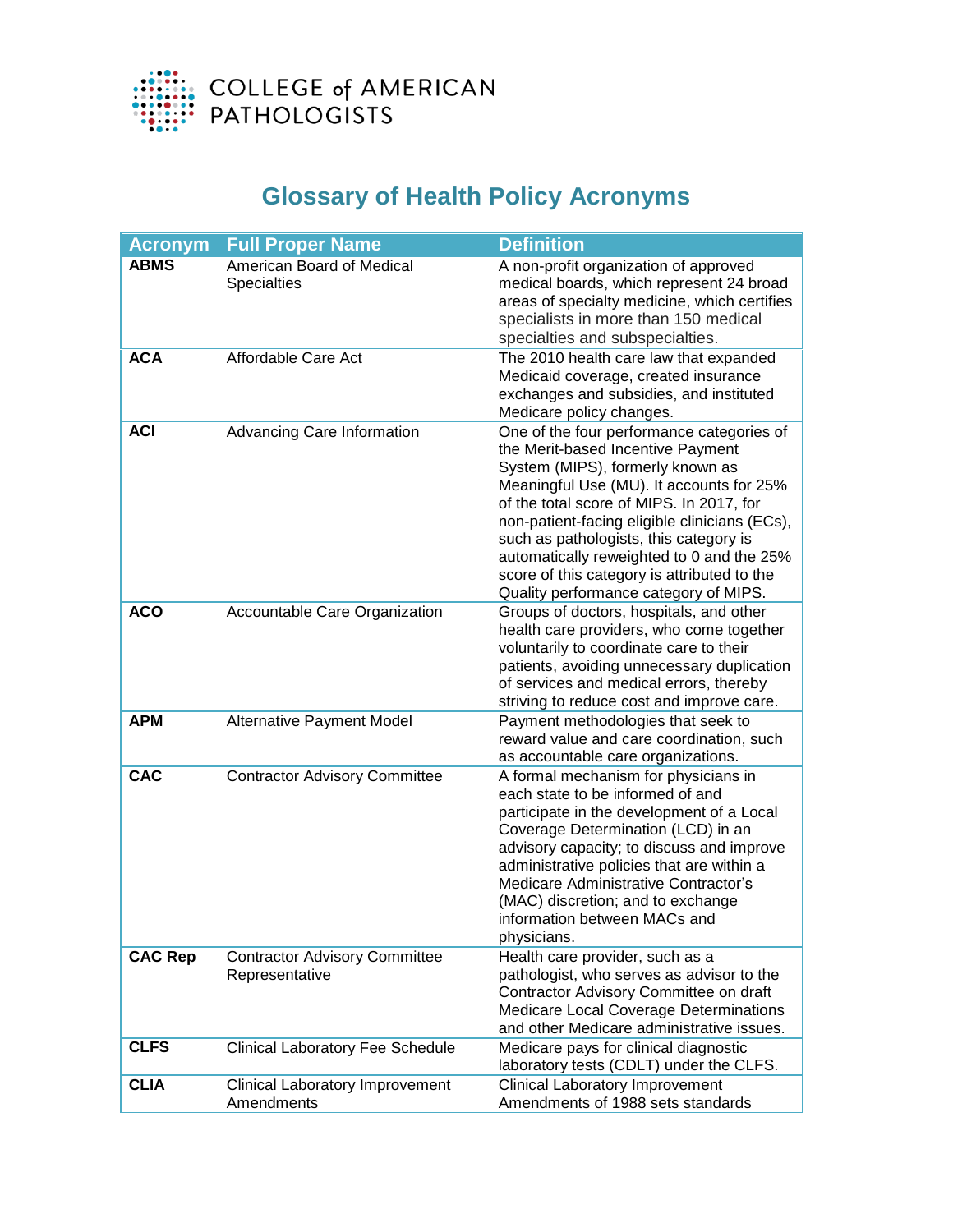COLLEGE of AMERICAN PATHOLOGISTS

# Glossary of Health Policy Acronyms

| Acronym | Full Proper Name | Definition |
|---|---|---|
| **ABMS** | American Board of Medical Specialties | A non-profit organization of approved medical boards, which represent 24 broad areas of specialty medicine, which certifies specialists in more than 150 medical specialties and subspecialties. |
| **ACA** | Affordable Care Act | The 2010 health care law that expanded Medicaid coverage, created insurance exchanges and subsidies, and instituted Medicare policy changes. |
| **ACI** | Advancing Care Information | One of the four performance categories of the Merit-based Incentive Payment System (MIPS), formerly known as Meaningful Use (MU). It accounts for 25% of the total score of MIPS. In 2017, for non-patient-facing eligible clinicians (ECs), such as pathologists, this category is automatically reweighted to 0 and the 25% score of this category is attributed to the Quality performance category of MIPS. |
| **ACO** | Accountable Care Organization | Groups of doctors, hospitals, and other health care providers, who come together voluntarily to coordinate care to their patients, avoiding unnecessary duplication of services and medical errors, thereby striving to reduce cost and improve care. |
| **APM** | Alternative Payment Model | Payment methodologies that seek to reward value and care coordination, such as accountable care organizations. |
| **CAC** | Contractor Advisory Committee | A formal mechanism for physicians in each state to be informed of and participate in the development of a Local Coverage Determination (LCD) in an advisory capacity; to discuss and improve administrative policies that are within a Medicare Administrative Contractor's (MAC) discretion; and to exchange information between MACs and physicians. |
| **CAC Rep** | Contractor Advisory Committee Representative | Health care provider, such as a pathologist, who serves as advisor to the Contractor Advisory Committee on draft Medicare Local Coverage Determinations and other Medicare administrative issues. |
| **CLFS** | Clinical Laboratory Fee Schedule | Medicare pays for clinical diagnostic laboratory tests (CDLT) under the CLFS. |
| **CLIA** | Clinical Laboratory Improvement Amendments | Clinical Laboratory Improvement Amendments of 1988 sets standards |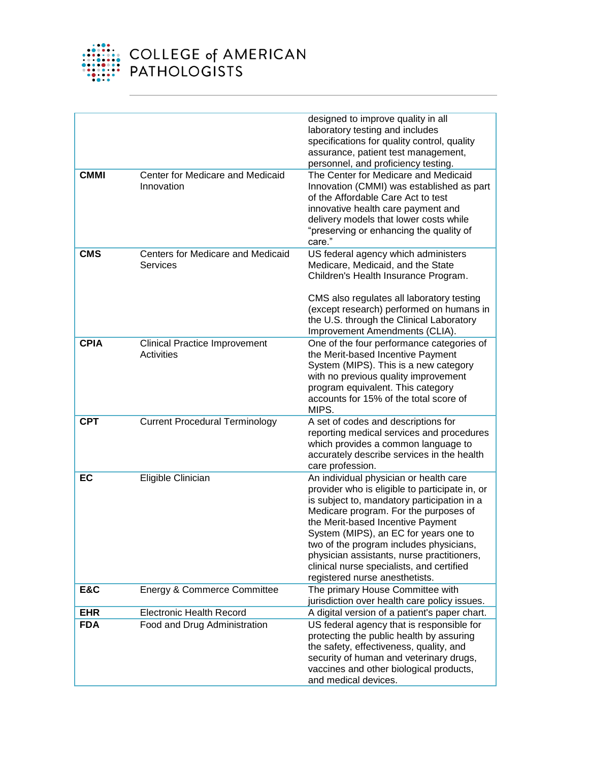| | | |
|---|---|---|
| | | designed to improve quality in all laboratory testing and includes specifications for quality control, quality assurance, patient test management, personnel, and proficiency testing. |
| **CMMI** | Center for Medicare and Medicaid Innovation | The Center for Medicare and Medicaid Innovation (CMMI) was established as part of the Affordable Care Act to test innovative health care payment and delivery models that lower costs while "preserving or enhancing the quality of care." |
| **CMS** | Centers for Medicare and Medicaid Services | US federal agency which administers Medicare, Medicaid, and the State Children's Health Insurance Program.<br><br>CMS also regulates all laboratory testing (except research) performed on humans in the U.S. through the Clinical Laboratory Improvement Amendments (CLIA). |
| **CPIA** | Clinical Practice Improvement Activities | One of the four performance categories of the Merit-based Incentive Payment System (MIPS). This is a new category with no previous quality improvement program equivalent. This category accounts for 15% of the total score of MIPS. |
| **CPT** | Current Procedural Terminology | A set of codes and descriptions for reporting medical services and procedures which provides a common language to accurately describe services in the health care profession. |
| **EC** | Eligible Clinician | An individual physician or health care provider who is eligible to participate in, or is subject to, mandatory participation in a Medicare program. For the purposes of the Merit-based Incentive Payment System (MIPS), an EC for years one to two of the program includes physicians, physician assistants, nurse practitioners, clinical nurse specialists, and certified registered nurse anesthetists. |
| **E&C** | Energy & Commerce Committee | The primary House Committee with jurisdiction over health care policy issues. |
| **EHR** | Electronic Health Record | A digital version of a patient's paper chart. |
| **FDA** | Food and Drug Administration | US federal agency that is responsible for protecting the public health by assuring the safety, effectiveness, quality, and security of human and veterinary drugs, vaccines and other biological products, and medical devices. |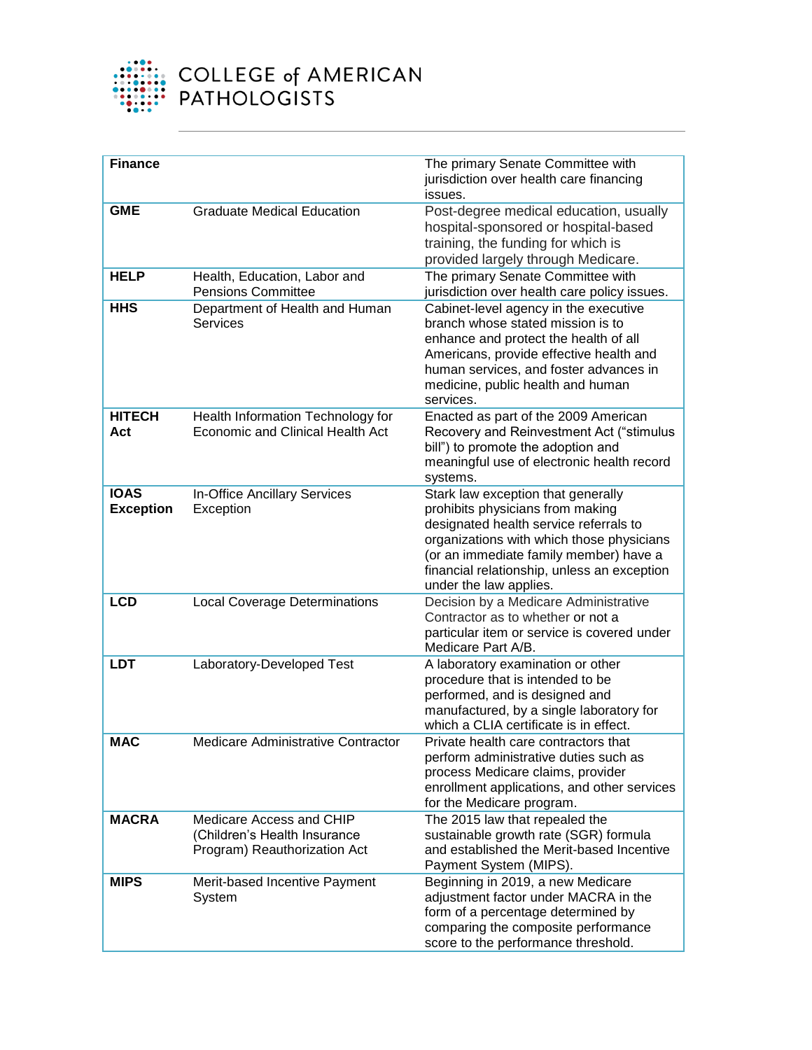| **Finance** | | The primary Senate Committee with jurisdiction over health care financing issues. |
|---|---|---|
| **GME** | Graduate Medical Education | Post-degree medical education, usually hospital-sponsored or hospital-based training, the funding for which is provided largely through Medicare. |
| **HELP** | Health, Education, Labor and Pensions Committee | The primary Senate Committee with jurisdiction over health care policy issues. |
| **HHS** | Department of Health and Human Services | Cabinet-level agency in the executive branch whose stated mission is to enhance and protect the health of all Americans, provide effective health and human services, and foster advances in medicine, public health and human services. |
| **HITECH Act** | Health Information Technology for Economic and Clinical Health Act | Enacted as part of the 2009 American Recovery and Reinvestment Act ("stimulus bill") to promote the adoption and meaningful use of electronic health record systems. |
| **IOAS Exception** | In-Office Ancillary Services Exception | Stark law exception that generally prohibits physicians from making designated health service referrals to organizations with which those physicians (or an immediate family member) have a financial relationship, unless an exception under the law applies. |
| **LCD** | Local Coverage Determinations | Decision by a Medicare Administrative Contractor as to whether or not a particular item or service is covered under Medicare Part A/B. |
| **LDT** | Laboratory-Developed Test | A laboratory examination or other procedure that is intended to be performed, and is designed and manufactured, by a single laboratory for which a CLIA certificate is in effect. |
| **MAC** | Medicare Administrative Contractor | Private health care contractors that perform administrative duties such as process Medicare claims, provider enrollment applications, and other services for the Medicare program. |
| **MACRA** | Medicare Access and CHIP (Children's Health Insurance Program) Reauthorization Act | The 2015 law that repealed the sustainable growth rate (SGR) formula and established the Merit-based Incentive Payment System (MIPS). |
| **MIPS** | Merit-based Incentive Payment System | Beginning in 2019, a new Medicare adjustment factor under MACRA in the form of a percentage determined by comparing the composite performance score to the performance threshold. |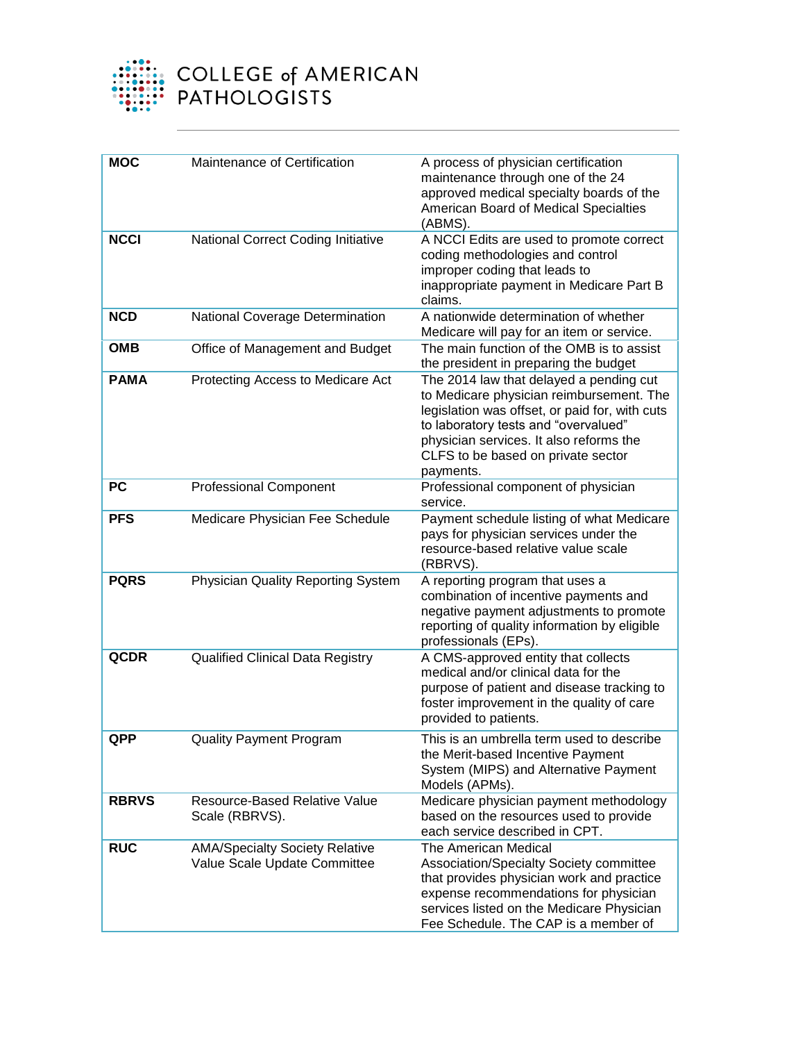| | | |
|---|---|---|
| **MOC** | Maintenance of Certification | A process of physician certification maintenance through one of the 24 approved medical specialty boards of the American Board of Medical Specialties (ABMS). |
| **NCCI** | National Correct Coding Initiative | A NCCI Edits are used to promote correct coding methodologies and control improper coding that leads to inappropriate payment in Medicare Part B claims. |
| **NCD** | National Coverage Determination | A nationwide determination of whether Medicare will pay for an item or service. |
| **OMB** | Office of Management and Budget | The main function of the OMB is to assist the president in preparing the budget |
| **PAMA** | Protecting Access to Medicare Act | The 2014 law that delayed a pending cut to Medicare physician reimbursement. The legislation was offset, or paid for, with cuts to laboratory tests and "overvalued" physician services. It also reforms the CLFS to be based on private sector payments. |
| **PC** | Professional Component | Professional component of physician service. |
| **PFS** | Medicare Physician Fee Schedule | Payment schedule listing of what Medicare pays for physician services under the resource-based relative value scale (RBRVS). |
| **PQRS** | Physician Quality Reporting System | A reporting program that uses a combination of incentive payments and negative payment adjustments to promote reporting of quality information by eligible professionals (EPs). |
| **QCDR** | Qualified Clinical Data Registry | A CMS-approved entity that collects medical and/or clinical data for the purpose of patient and disease tracking to foster improvement in the quality of care provided to patients. |
| **QPP** | Quality Payment Program | This is an umbrella term used to describe the Merit-based Incentive Payment System (MIPS) and Alternative Payment Models (APMs). |
| **RBRVS** | Resource-Based Relative Value Scale (RBRVS). | Medicare physician payment methodology based on the resources used to provide each service described in CPT. |
| **RUC** | AMA/Specialty Society Relative Value Scale Update Committee | The American Medical Association/Specialty Society committee that provides physician work and practice expense recommendations for physician services listed on the Medicare Physician Fee Schedule. The CAP is a member of |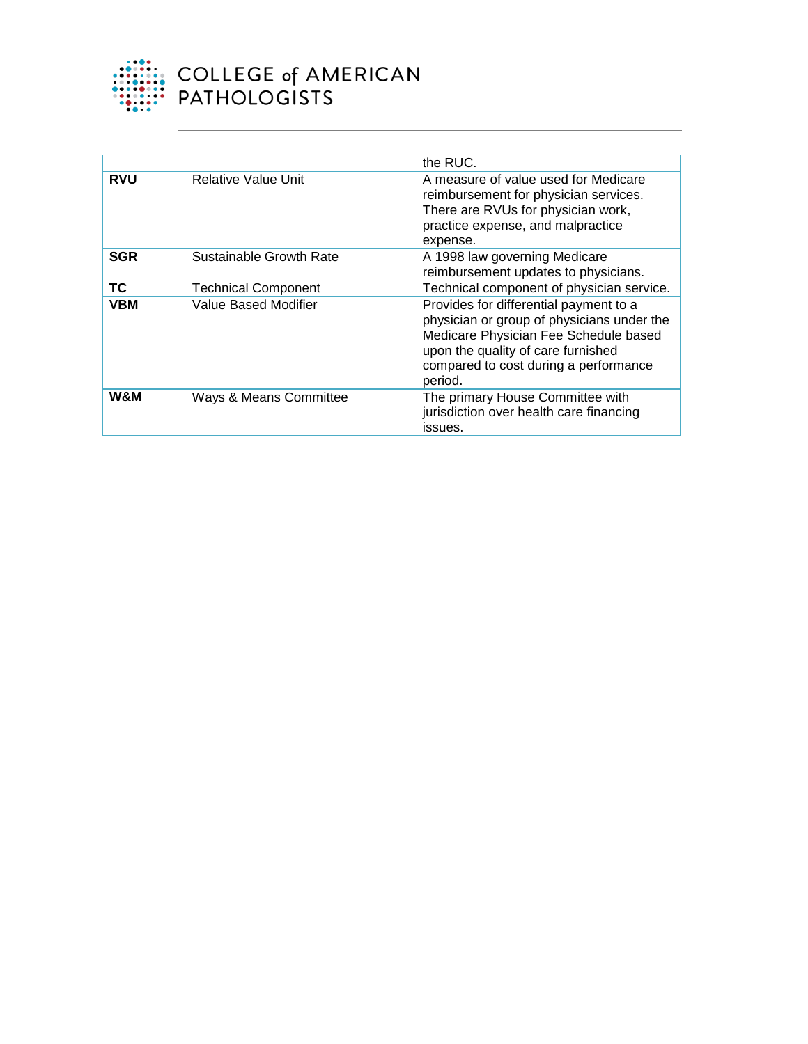| | | |
|---|---|---|
| | | the RUC. |
| **RVU** | Relative Value Unit | A measure of value used for Medicare reimbursement for physician services. There are RVUs for physician work, practice expense, and malpractice expense. |
| **SGR** | Sustainable Growth Rate | A 1998 law governing Medicare reimbursement updates to physicians. |
| **TC** | Technical Component | Technical component of physician service. |
| **VBM** | Value Based Modifier | Provides for differential payment to a physician or group of physicians under the Medicare Physician Fee Schedule based upon the quality of care furnished compared to cost during a performance period. |
| **W&M** | Ways & Means Committee | The primary House Committee with jurisdiction over health care financing issues. |